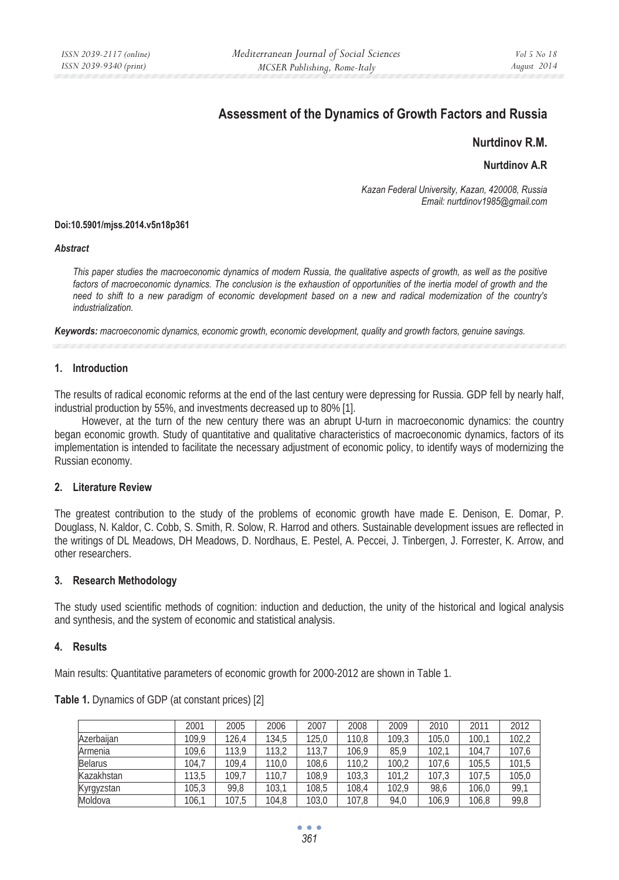# Assessment of the Dynamics of Growth Factors and Russia

**Nurtdinov R.M.**

**Nurtdinov A.R**

*Kazan Federal University, Kazan, 420008, Russia*
*Email: nurtdinov1985@gmail.com*

**Doi:10.5901/mjss.2014.v5n18p361**

***Abstract***

*This paper studies the macroeconomic dynamics of modern Russia, the qualitative aspects of growth, as well as the positive factors of macroeconomic dynamics. The conclusion is the exhaustion of opportunities of the inertia model of growth and the need to shift to a new paradigm of economic development based on a new and radical modernization of the country's industrialization.*

***Keywords:*** *macroeconomic dynamics, economic growth, economic development, quality and growth factors, genuine savings.*

## 1. Introduction

The results of radical economic reforms at the end of the last century were depressing for Russia. GDP fell by nearly half, industrial production by 55%, and investments decreased up to 80% [1].

However, at the turn of the new century there was an abrupt U-turn in macroeconomic dynamics: the country began economic growth. Study of quantitative and qualitative characteristics of macroeconomic dynamics, factors of its implementation is intended to facilitate the necessary adjustment of economic policy, to identify ways of modernizing the Russian economy.

## 2. Literature Review

The greatest contribution to the study of the problems of economic growth have made E. Denison, E. Domar, P. Douglass, N. Kaldor, C. Cobb, S. Smith, R. Solow, R. Harrod and others. Sustainable development issues are reflected in the writings of DL Meadows, DH Meadows, D. Nordhaus, E. Pestel, A. Peccei, J. Tinbergen, J. Forrester, K. Arrow, and other researchers.

## 3. Research Methodology

The study used scientific methods of cognition: induction and deduction, the unity of the historical and logical analysis and synthesis, and the system of economic and statistical analysis.

## 4. Results

Main results: Quantitative parameters of economic growth for 2000-2012 are shown in Table 1.

**Table 1.** Dynamics of GDP (at constant prices) [2]

| | 2001 | 2005 | 2006 | 2007 | 2008 | 2009 | 2010 | 2011 | 2012 |
|---|---|---|---|---|---|---|---|---|---|
| Azerbaijan | 109,9 | 126,4 | 134,5 | 125,0 | 110,8 | 109,3 | 105,0 | 100,1 | 102,2 |
| Armenia | 109,6 | 113,9 | 113,2 | 113,7 | 106,9 | 85,9 | 102,1 | 104,7 | 107,6 |
| Belarus | 104,7 | 109,4 | 110,0 | 108,6 | 110,2 | 100,2 | 107,6 | 105,5 | 101,5 |
| Kazakhstan | 113,5 | 109,7 | 110,7 | 108,9 | 103,3 | 101,2 | 107,3 | 107,5 | 105,0 |
| Kyrgyzstan | 105,3 | 99,8 | 103,1 | 108,5 | 108,4 | 102,9 | 98,6 | 106,0 | 99,1 |
| Moldova | 106,1 | 107,5 | 104,8 | 103,0 | 107,8 | 94,0 | 106,9 | 106,8 | 99,8 |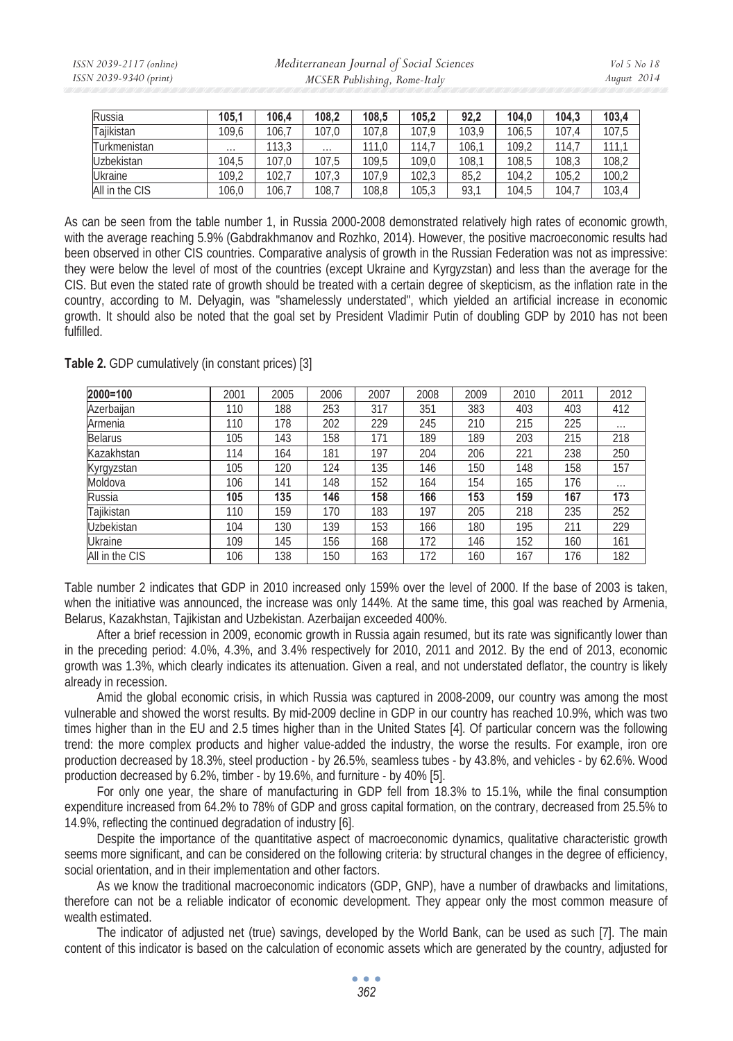| Russia | **105,1** | **106,4** | **108,2** | **108,5** | **105,2** | **92,2** | **104,0** | **104,3** | **103,4** |
|---|---|---|---|---|---|---|---|---|---|
| Tajikistan | 109,6 | 106,7 | 107,0 | 107,8 | 107,9 | 103,9 | 106,5 | 107,4 | 107,5 |
| Turkmenistan | ... | 113,3 | ... | 111,0 | 114,7 | 106,1 | 109,2 | 114,7 | 111,1 |
| Uzbekistan | 104,5 | 107,0 | 107,5 | 109,5 | 109,0 | 108,1 | 108,5 | 108,3 | 108,2 |
| Ukraine | 109,2 | 102,7 | 107,3 | 107,9 | 102,3 | 85,2 | 104,2 | 105,2 | 100,2 |
| All in the CIS | 106,0 | 106,7 | 108,7 | 108,8 | 105,3 | 93,1 | 104,5 | 104,7 | 103,4 |

As can be seen from the table number 1, in Russia 2000-2008 demonstrated relatively high rates of economic growth, with the average reaching 5.9% (Gabdrakhmanov and Rozhko, 2014). However, the positive macroeconomic results had been observed in other CIS countries. Comparative analysis of growth in the Russian Federation was not as impressive: they were below the level of most of the countries (except Ukraine and Kyrgyzstan) and less than the average for the CIS. But even the stated rate of growth should be treated with a certain degree of skepticism, as the inflation rate in the country, according to M. Delyagin, was "shamelessly understated", which yielded an artificial increase in economic growth. It should also be noted that the goal set by President Vladimir Putin of doubling GDP by 2010 has not been fulfilled.

**Table 2.** GDP cumulatively (in constant prices) [3]

| **2000=100** | 2001 | 2005 | 2006 | 2007 | 2008 | 2009 | 2010 | 2011 | 2012 |
|---|---|---|---|---|---|---|---|---|---|
| Azerbaijan | 110 | 188 | 253 | 317 | 351 | 383 | 403 | 403 | 412 |
| Armenia | 110 | 178 | 202 | 229 | 245 | 210 | 215 | 225 | ... |
| Belarus | 105 | 143 | 158 | 171 | 189 | 189 | 203 | 215 | 218 |
| Kazakhstan | 114 | 164 | 181 | 197 | 204 | 206 | 221 | 238 | 250 |
| Kyrgyzstan | 105 | 120 | 124 | 135 | 146 | 150 | 148 | 158 | 157 |
| Moldova | 106 | 141 | 148 | 152 | 164 | 154 | 165 | 176 | ... |
| **Russia** | **105** | **135** | **146** | **158** | **166** | **153** | **159** | **167** | **173** |
| Tajikistan | 110 | 159 | 170 | 183 | 197 | 205 | 218 | 235 | 252 |
| Uzbekistan | 104 | 130 | 139 | 153 | 166 | 180 | 195 | 211 | 229 |
| Ukraine | 109 | 145 | 156 | 168 | 172 | 146 | 152 | 160 | 161 |
| All in the CIS | 106 | 138 | 150 | 163 | 172 | 160 | 167 | 176 | 182 |

Table number 2 indicates that GDP in 2010 increased only 159% over the level of 2000. If the base of 2003 is taken, when the initiative was announced, the increase was only 144%. At the same time, this goal was reached by Armenia, Belarus, Kazakhstan, Tajikistan and Uzbekistan. Azerbaijan exceeded 400%.

After a brief recession in 2009, economic growth in Russia again resumed, but its rate was significantly lower than in the preceding period: 4.0%, 4.3%, and 3.4% respectively for 2010, 2011 and 2012. By the end of 2013, economic growth was 1.3%, which clearly indicates its attenuation. Given a real, and not understated deflator, the country is likely already in recession.

Amid the global economic crisis, in which Russia was captured in 2008-2009, our country was among the most vulnerable and showed the worst results. By mid-2009 decline in GDP in our country has reached 10.9%, which was two times higher than in the EU and 2.5 times higher than in the United States [4]. Of particular concern was the following trend: the more complex products and higher value-added the industry, the worse the results. For example, iron ore production decreased by 18.3%, steel production - by 26.5%, seamless tubes - by 43.8%, and vehicles - by 62.6%. Wood production decreased by 6.2%, timber - by 19.6%, and furniture - by 40% [5].

For only one year, the share of manufacturing in GDP fell from 18.3% to 15.1%, while the final consumption expenditure increased from 64.2% to 78% of GDP and gross capital formation, on the contrary, decreased from 25.5% to 14.9%, reflecting the continued degradation of industry [6].

Despite the importance of the quantitative aspect of macroeconomic dynamics, qualitative characteristic growth seems more significant, and can be considered on the following criteria: by structural changes in the degree of efficiency, social orientation, and in their implementation and other factors.

As we know the traditional macroeconomic indicators (GDP, GNP), have a number of drawbacks and limitations, therefore can not be a reliable indicator of economic development. They appear only the most common measure of wealth estimated.

The indicator of adjusted net (true) savings, developed by the World Bank, can be used as such [7]. The main content of this indicator is based on the calculation of economic assets which are generated by the country, adjusted for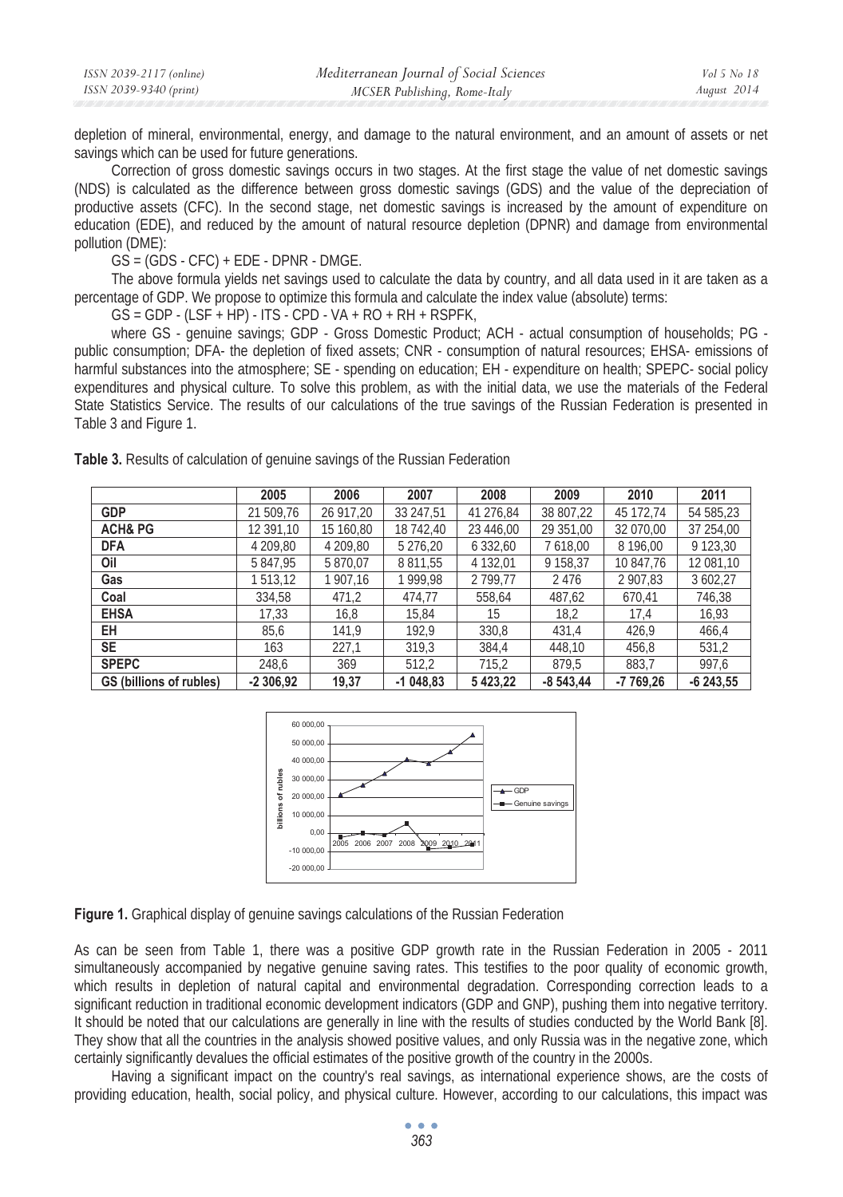depletion of mineral, environmental, energy, and damage to the natural environment, and an amount of assets or net savings which can be used for future generations.

Correction of gross domestic savings occurs in two stages. At the first stage the value of net domestic savings (NDS) is calculated as the difference between gross domestic savings (GDS) and the value of the depreciation of productive assets (CFC). In the second stage, net domestic savings is increased by the amount of expenditure on education (EDE), and reduced by the amount of natural resource depletion (DPNR) and damage from environmental pollution (DME):

GS = (GDS - CFC) + EDE - DPNR - DMGE.

The above formula yields net savings used to calculate the data by country, and all data used in it are taken as a percentage of GDP. We propose to optimize this formula and calculate the index value (absolute) terms:

GS = GDP - (LSF + HP) - ITS - CPD - VA + RO + RH + RSPFK,

where GS - genuine savings; GDP - Gross Domestic Product; ACH - actual consumption of households; PG - public consumption; DFA- the depletion of fixed assets; CNR - consumption of natural resources; EHSA- emissions of harmful substances into the atmosphere; SE - spending on education; EH - expenditure on health; SPEPC- social policy expenditures and physical culture. To solve this problem, as with the initial data, we use the materials of the Federal State Statistics Service. The results of our calculations of the true savings of the Russian Federation is presented in Table 3 and Figure 1.

**Table 3.** Results of calculation of genuine savings of the Russian Federation

| | 2005 | 2006 | 2007 | 2008 | 2009 | 2010 | 2011 |
|---|---|---|---|---|---|---|---|
| **GDP** | 21 509,76 | 26 917,20 | 33 247,51 | 41 276,84 | 38 807,22 | 45 172,74 | 54 585,23 |
| **ACH& PG** | 12 391,10 | 15 160,80 | 18 742,40 | 23 446,00 | 29 351,00 | 32 070,00 | 37 254,00 |
| **DFA** | 4 209,80 | 4 209,80 | 5 276,20 | 6 332,60 | 7 618,00 | 8 196,00 | 9 123,30 |
| **Oil** | 5 847,95 | 5 870,07 | 8 811,55 | 4 132,01 | 9 158,37 | 10 847,76 | 12 081,10 |
| **Gas** | 1 513,12 | 1 907,16 | 1 999,98 | 2 799,77 | 2 476 | 2 907,83 | 3 602,27 |
| **Coal** | 334,58 | 471,2 | 474,77 | 558,64 | 487,62 | 670,41 | 746,38 |
| **EHSA** | 17,33 | 16,8 | 15,84 | 15 | 18,2 | 17,4 | 16,93 |
| **EH** | 85,6 | 141,9 | 192,9 | 330,8 | 431,4 | 426,9 | 466,4 |
| **SE** | 163 | 227,1 | 319,3 | 384,4 | 448,10 | 456,8 | 531,2 |
| **SPEPC** | 248,6 | 369 | 512,2 | 715,2 | 879,5 | 883,7 | 997,6 |
| **GS (billions of rubles)** | **-2 306,92** | **19,37** | **-1 048,83** | **5 423,22** | **-8 543,44** | **-7 769,26** | **-6 243,55** |

**Figure 1.** Graphical display of genuine savings calculations of the Russian Federation

As can be seen from Table 1, there was a positive GDP growth rate in the Russian Federation in 2005 - 2011 simultaneously accompanied by negative genuine saving rates. This testifies to the poor quality of economic growth, which results in depletion of natural capital and environmental degradation. Corresponding correction leads to a significant reduction in traditional economic development indicators (GDP and GNP), pushing them into negative territory. It should be noted that our calculations are generally in line with the results of studies conducted by the World Bank [8]. They show that all the countries in the analysis showed positive values, and only Russia was in the negative zone, which certainly significantly devalues the official estimates of the positive growth of the country in the 2000s.

Having a significant impact on the country's real savings, as international experience shows, are the costs of providing education, health, social policy, and physical culture. However, according to our calculations, this impact was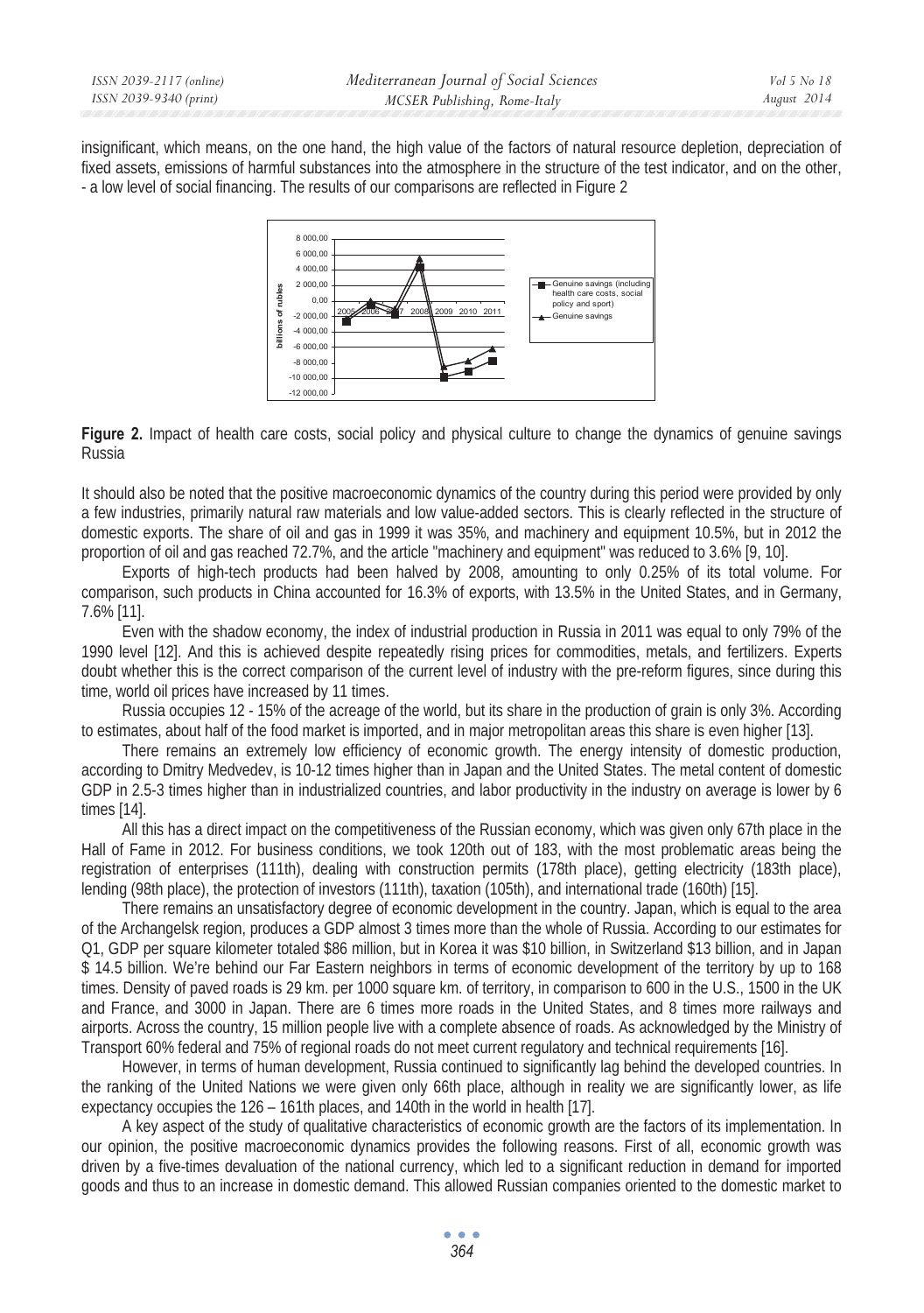insignificant, which means, on the one hand, the high value of the factors of natural resource depletion, depreciation of fixed assets, emissions of harmful substances into the atmosphere in the structure of the test indicator, and on the other, - a low level of social financing. The results of our comparisons are reflected in Figure 2

**Figure 2.** Impact of health care costs, social policy and physical culture to change the dynamics of genuine savings Russia

It should also be noted that the positive macroeconomic dynamics of the country during this period were provided by only a few industries, primarily natural raw materials and low value-added sectors. This is clearly reflected in the structure of domestic exports. The share of oil and gas in 1999 it was 35%, and machinery and equipment 10.5%, but in 2012 the proportion of oil and gas reached 72.7%, and the article "machinery and equipment" was reduced to 3.6% [9, 10].

Exports of high-tech products had been halved by 2008, amounting to only 0.25% of its total volume. For comparison, such products in China accounted for 16.3% of exports, with 13.5% in the United States, and in Germany, 7.6% [11].

Even with the shadow economy, the index of industrial production in Russia in 2011 was equal to only 79% of the 1990 level [12]. And this is achieved despite repeatedly rising prices for commodities, metals, and fertilizers. Experts doubt whether this is the correct comparison of the current level of industry with the pre-reform figures, since during this time, world oil prices have increased by 11 times.

Russia occupies 12 - 15% of the acreage of the world, but its share in the production of grain is only 3%. According to estimates, about half of the food market is imported, and in major metropolitan areas this share is even higher [13].

There remains an extremely low efficiency of economic growth. The energy intensity of domestic production, according to Dmitry Medvedev, is 10-12 times higher than in Japan and the United States. The metal content of domestic GDP in 2.5-3 times higher than in industrialized countries, and labor productivity in the industry on average is lower by 6 times [14].

All this has a direct impact on the competitiveness of the Russian economy, which was given only 67th place in the Hall of Fame in 2012. For business conditions, we took 120th out of 183, with the most problematic areas being the registration of enterprises (111th), dealing with construction permits (178th place), getting electricity (183th place), lending (98th place), the protection of investors (111th), taxation (105th), and international trade (160th) [15].

There remains an unsatisfactory degree of economic development in the country. Japan, which is equal to the area of the Archangelsk region, produces a GDP almost 3 times more than the whole of Russia. According to our estimates for Q1, GDP per square kilometer totaled $86 million, but in Korea it was $10 billion, in Switzerland $13 billion, and in Japan $ 14.5 billion. We're behind our Far Eastern neighbors in terms of economic development of the territory by up to 168 times. Density of paved roads is 29 km. per 1000 square km. of territory, in comparison to 600 in the U.S., 1500 in the UK and France, and 3000 in Japan. There are 6 times more roads in the United States, and 8 times more railways and airports. Across the country, 15 million people live with a complete absence of roads. As acknowledged by the Ministry of Transport 60% federal and 75% of regional roads do not meet current regulatory and technical requirements [16].

However, in terms of human development, Russia continued to significantly lag behind the developed countries. In the ranking of the United Nations we were given only 66th place, although in reality we are significantly lower, as life expectancy occupies the 126 – 161th places, and 140th in the world in health [17].

A key aspect of the study of qualitative characteristics of economic growth are the factors of its implementation. In our opinion, the positive macroeconomic dynamics provides the following reasons. First of all, economic growth was driven by a five-times devaluation of the national currency, which led to a significant reduction in demand for imported goods and thus to an increase in domestic demand. This allowed Russian companies oriented to the domestic market to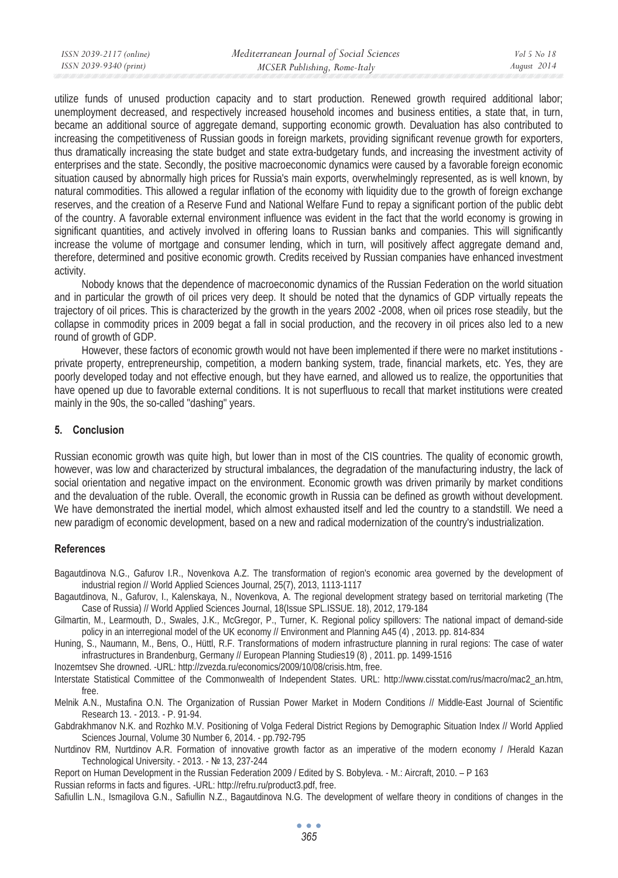utilize funds of unused production capacity and to start production. Renewed growth required additional labor; unemployment decreased, and respectively increased household incomes and business entities, a state that, in turn, became an additional source of aggregate demand, supporting economic growth. Devaluation has also contributed to increasing the competitiveness of Russian goods in foreign markets, providing significant revenue growth for exporters, thus dramatically increasing the state budget and state extra-budgetary funds, and increasing the investment activity of enterprises and the state. Secondly, the positive macroeconomic dynamics were caused by a favorable foreign economic situation caused by abnormally high prices for Russia's main exports, overwhelmingly represented, as is well known, by natural commodities. This allowed a regular inflation of the economy with liquidity due to the growth of foreign exchange reserves, and the creation of a Reserve Fund and National Welfare Fund to repay a significant portion of the public debt of the country. A favorable external environment influence was evident in the fact that the world economy is growing in significant quantities, and actively involved in offering loans to Russian banks and companies. This will significantly increase the volume of mortgage and consumer lending, which in turn, will positively affect aggregate demand and, therefore, determined and positive economic growth. Credits received by Russian companies have enhanced investment activity.

Nobody knows that the dependence of macroeconomic dynamics of the Russian Federation on the world situation and in particular the growth of oil prices very deep. It should be noted that the dynamics of GDP virtually repeats the trajectory of oil prices. This is characterized by the growth in the years 2002 -2008, when oil prices rose steadily, but the collapse in commodity prices in 2009 begat a fall in social production, and the recovery in oil prices also led to a new round of growth of GDP.

However, these factors of economic growth would not have been implemented if there were no market institutions - private property, entrepreneurship, competition, a modern banking system, trade, financial markets, etc. Yes, they are poorly developed today and not effective enough, but they have earned, and allowed us to realize, the opportunities that have opened up due to favorable external conditions. It is not superfluous to recall that market institutions were created mainly in the 90s, the so-called "dashing" years.

## 5. Conclusion

Russian economic growth was quite high, but lower than in most of the CIS countries. The quality of economic growth, however, was low and characterized by structural imbalances, the degradation of the manufacturing industry, the lack of social orientation and negative impact on the environment. Economic growth was driven primarily by market conditions and the devaluation of the ruble. Overall, the economic growth in Russia can be defined as growth without development. We have demonstrated the inertial model, which almost exhausted itself and led the country to a standstill. We need a new paradigm of economic development, based on a new and radical modernization of the country's industrialization.

## References

Bagautdinova N.G., Gafurov I.R., Novenkova A.Z. The transformation of region's economic area governed by the development of industrial region // World Applied Sciences Journal, 25(7), 2013, 1113-1117

Bagautdinova, N., Gafurov, I., Kalenskaya, N., Novenkova, A. The regional development strategy based on territorial marketing (The Case of Russia) // World Applied Sciences Journal, 18(Issue SPL.ISSUE. 18), 2012, 179-184

Gilmartin, M., Learmouth, D., Swales, J.K., McGregor, P., Turner, K. Regional policy spillovers: The national impact of demand-side policy in an interregional model of the UK economy // Environment and Planning A45 (4) , 2013. pp. 814-834

Huning, S., Naumann, M., Bens, O., Hüttl, R.F. Transformations of modern infrastructure planning in rural regions: The case of water infrastructures in Brandenburg, Germany // European Planning Studies19 (8) , 2011. pp. 1499-1516

Inozemtsev She drowned. -URL: http://zvezda.ru/economics/2009/10/08/crisis.htm, free.

Interstate Statistical Committee of the Commonwealth of Independent States. URL: http://www.cisstat.com/rus/macro/mac2_an.htm, free.

Melnik A.N., Mustafina O.N. The Organization of Russian Power Market in Modern Conditions // Middle-East Journal of Scientific Research 13. - 2013. - P. 91-94.

Gabdrakhmanov N.K. and Rozhko M.V. Positioning of Volga Federal District Regions by Demographic Situation Index // World Applied Sciences Journal, Volume 30 Number 6, 2014. - pp.792-795

Nurtdinov RM, Nurtdinov A.R. Formation of innovative growth factor as an imperative of the modern economy / /Herald Kazan Technological University. - 2013. - № 13, 237-244

Report on Human Development in the Russian Federation 2009 / Edited by S. Bobyleva. - M.: Aircraft, 2010. – P 163

Russian reforms in facts and figures. -URL: http://refru.ru/product3.pdf, free.

Safiullin L.N., Ismagilova G.N., Safiullin N.Z., Bagautdinova N.G. The development of welfare theory in conditions of changes in the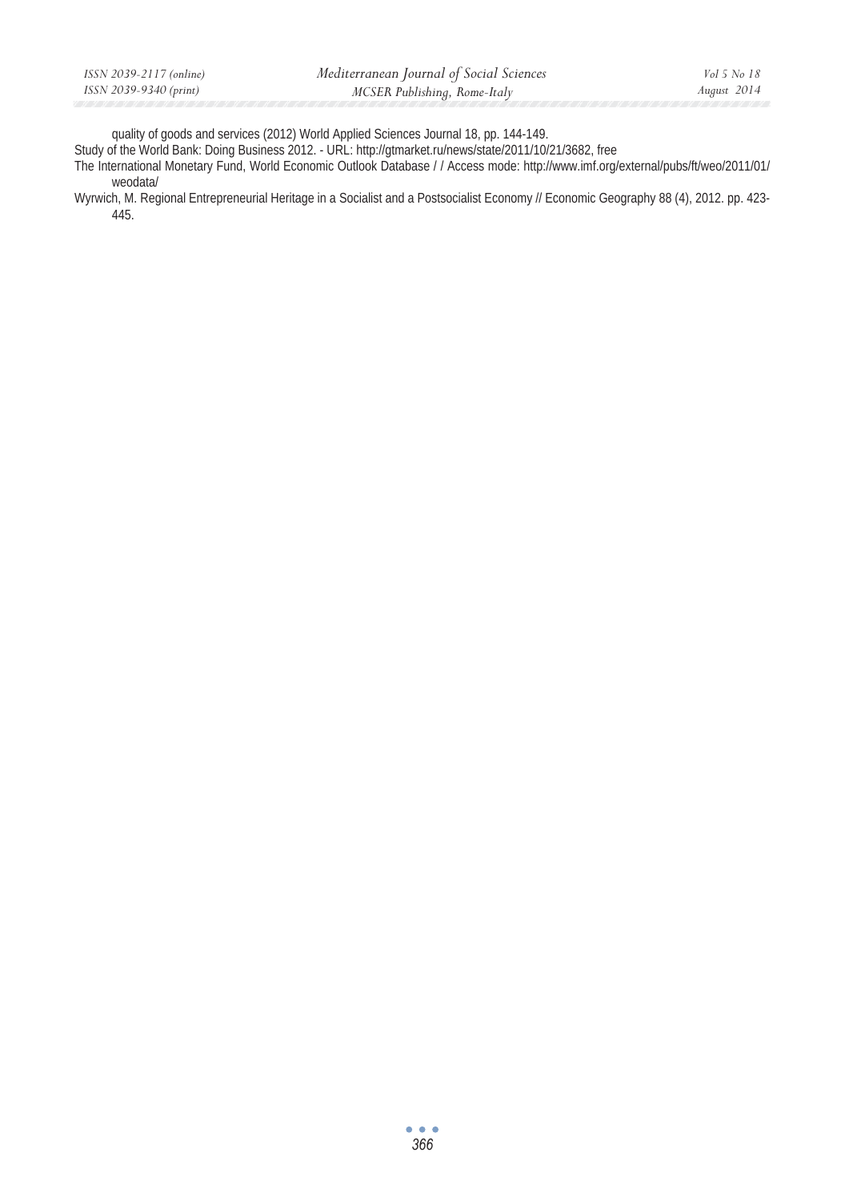quality of goods and services (2012) World Applied Sciences Journal 18, pp. 144-149.

Study of the World Bank: Doing Business 2012. - URL: http://gtmarket.ru/news/state/2011/10/21/3682, free

The International Monetary Fund, World Economic Outlook Database / / Access mode: http://www.imf.org/external/pubs/ft/weo/2011/01/weodata/

Wyrwich, M. Regional Entrepreneurial Heritage in a Socialist and a Postsocialist Economy // Economic Geography 88 (4), 2012. pp. 423-445.